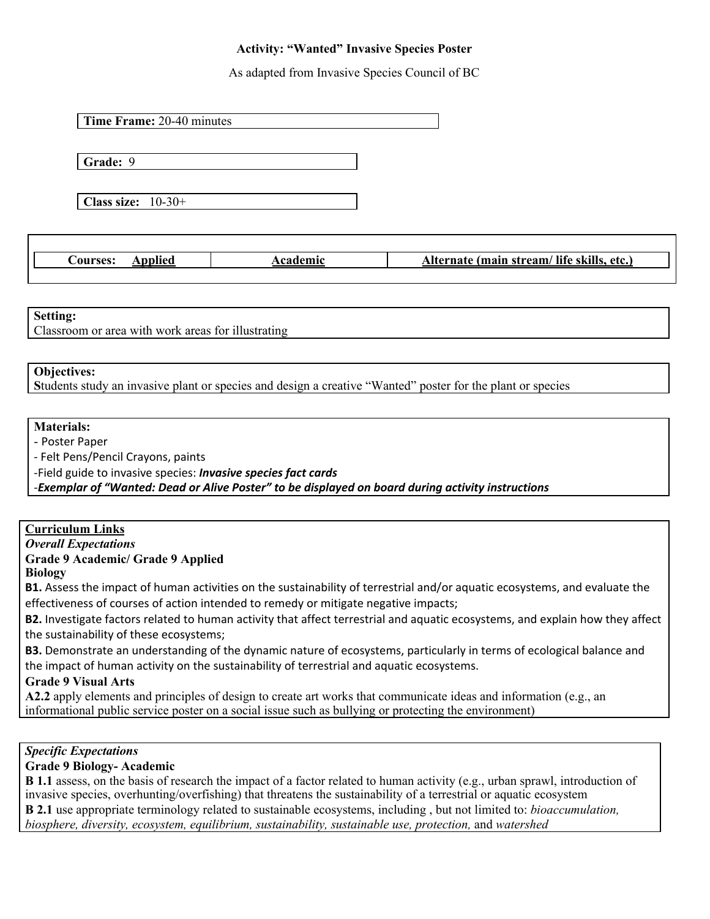# Activity: "Wanted" Invasive Species Poster

As adapted from Invasive Species Council of BC

**Time Frame:** 20-40 minutes

**Grade:** 9

**Class size:** 10-30+

| Courses: Applied | Academic | Alternate (main stream/ life skills, etc.) |
|---|---|---|

**Setting:**
Classroom or area with work areas for illustrating

**Objectives:**
**S**tudents study an invasive plant or species and design a creative "Wanted" poster for the plant or species

**Materials:**
- Poster Paper
- Felt Pens/Pencil Crayons, paints
- Field guide to invasive species: ***Invasive species fact cards***
- ***Exemplar of "Wanted: Dead or Alive Poster" to be displayed on board during activity instructions***

**Curriculum Links**

***Overall Expectations***

**Grade 9 Academic/ Grade 9 Applied**

**Biology**

**B1.** Assess the impact of human activities on the sustainability of terrestrial and/or aquatic ecosystems, and evaluate the effectiveness of courses of action intended to remedy or mitigate negative impacts;

**B2.** Investigate factors related to human activity that affect terrestrial and aquatic ecosystems, and explain how they affect the sustainability of these ecosystems;

**B3.** Demonstrate an understanding of the dynamic nature of ecosystems, particularly in terms of ecological balance and the impact of human activity on the sustainability of terrestrial and aquatic ecosystems.

**Grade 9 Visual Arts**

**A2.2** apply elements and principles of design to create art works that communicate ideas and information (e.g., an informational public service poster on a social issue such as bullying or protecting the environment)

***Specific Expectations***

**Grade 9 Biology- Academic**

**B 1.1** assess, on the basis of research the impact of a factor related to human activity (e.g., urban sprawl, introduction of invasive species, overhunting/overfishing) that threatens the sustainability of a terrestrial or aquatic ecosystem

**B 2.1** use appropriate terminology related to sustainable ecosystems, including , but not limited to: *bioaccumulation, biosphere, diversity, ecosystem, equilibrium, sustainability, sustainable use, protection,* and *watershed*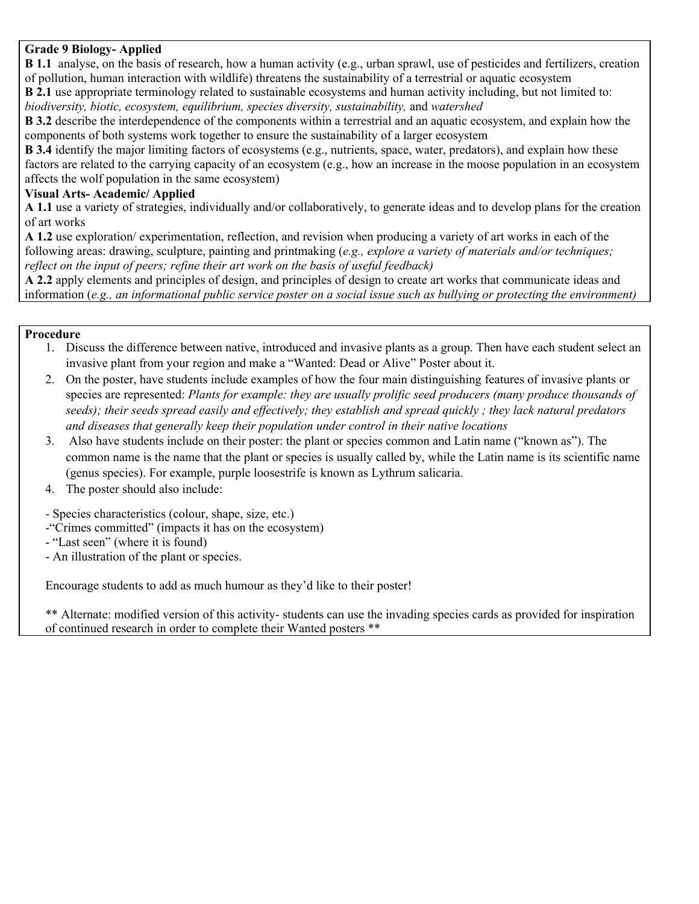**Grade 9 Biology- Applied**

**B 1.1** analyse, on the basis of research, how a human activity (e.g., urban sprawl, use of pesticides and fertilizers, creation of pollution, human interaction with wildlife) threatens the sustainability of a terrestrial or aquatic ecosystem

**B 2.1** use appropriate terminology related to sustainable ecosystems and human activity including, but not limited to: *biodiversity, biotic, ecosystem, equilibrium, species diversity, sustainability,* and *watershed*

**B 3.2** describe the interdependence of the components within a terrestrial and an aquatic ecosystem, and explain how the components of both systems work together to ensure the sustainability of a larger ecosystem

**B 3.4** identify the major limiting factors of ecosystems (e.g., nutrients, space, water, predators), and explain how these factors are related to the carrying capacity of an ecosystem (e.g., how an increase in the moose population in an ecosystem affects the wolf population in the same ecosystem)

**Visual Arts- Academic/ Applied**

**A 1.1** use a variety of strategies, individually and/or collaboratively, to generate ideas and to develop plans for the creation of art works

**A 1.2** use exploration/ experimentation, reflection, and revision when producing a variety of art works in each of the following areas: drawing, sculpture, painting and printmaking (*e.g., explore a variety of materials and/or techniques; reflect on the input of peers; refine their art work on the basis of useful feedback)*

**A 2.2** apply elements and principles of design, and principles of design to create art works that communicate ideas and information (*e.g., an informational public service poster on a social issue such as bullying or protecting the environment)*

**Procedure**

1. Discuss the difference between native, introduced and invasive plants as a group. Then have each student select an invasive plant from your region and make a "Wanted: Dead or Alive" Poster about it.
2. On the poster, have students include examples of how the four main distinguishing features of invasive plants or species are represented: *Plants for example: they are usually prolific seed producers (many produce thousands of seeds); their seeds spread easily and effectively; they establish and spread quickly ; they lack natural predators and diseases that generally keep their population under control in their native locations*
3. Also have students include on their poster: the plant or species common and Latin name ("known as"). The common name is the name that the plant or species is usually called by, while the Latin name is its scientific name (genus species). For example, purple loosestrife is known as Lythrum salicaria.
4. The poster should also include:

- Species characteristics (colour, shape, size, etc.)
- "Crimes committed" (impacts it has on the ecosystem)
- "Last seen" (where it is found)
- An illustration of the plant or species.

Encourage students to add as much humour as they'd like to their poster!

** Alternate: modified version of this activity- students can use the invading species cards as provided for inspiration of continued research in order to complete their Wanted posters **